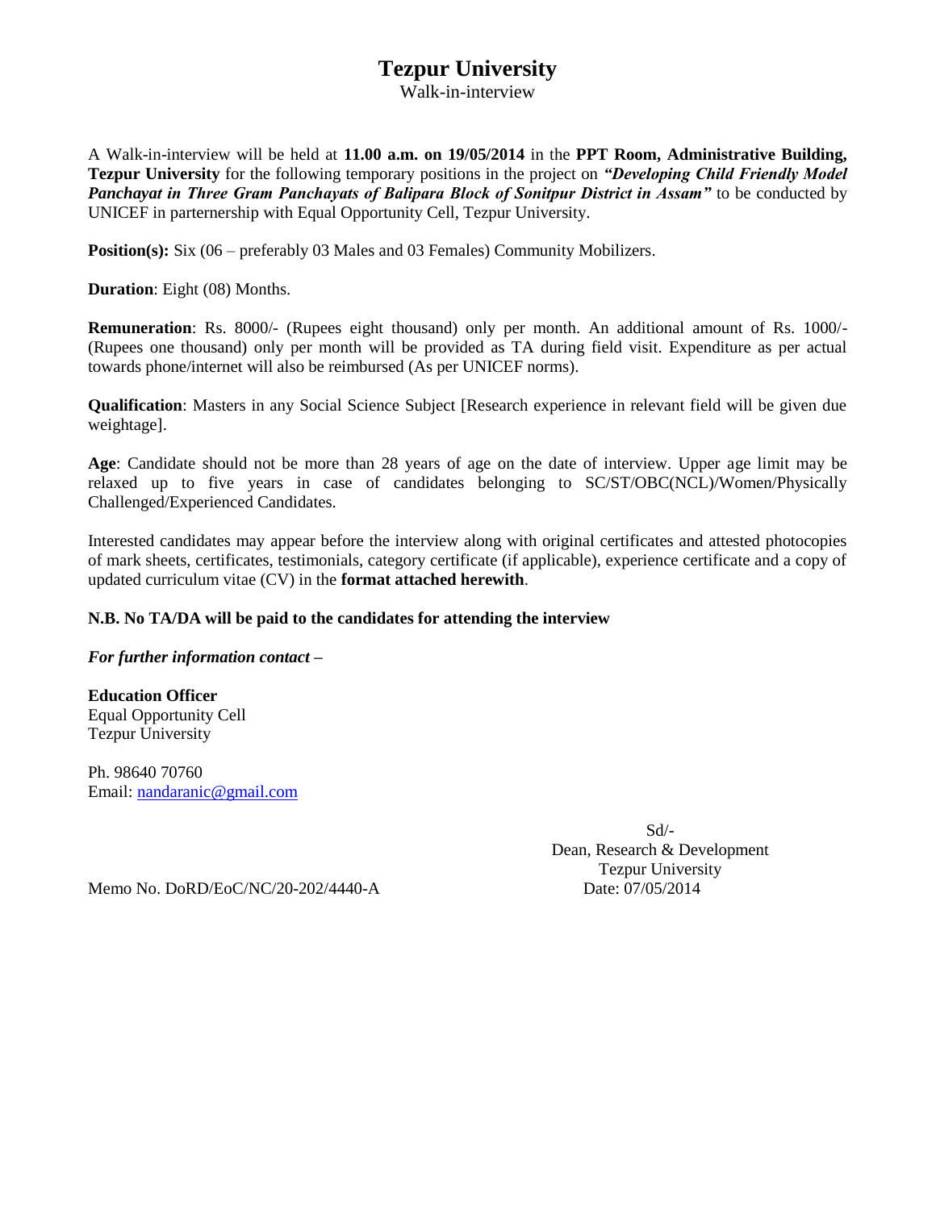# Tezpur University

Walk-in-interview

A Walk-in-interview will be held at **11.00 a.m. on 19/05/2014** in the **PPT Room, Administrative Building, Tezpur University** for the following temporary positions in the project on ***"Developing Child Friendly Model Panchayat in Three Gram Panchayats of Balipara Block of Sonitpur District in Assam"*** to be conducted by UNICEF in parternership with Equal Opportunity Cell, Tezpur University.

**Position(s):** Six (06 – preferably 03 Males and 03 Females) Community Mobilizers.

**Duration**: Eight (08) Months.

**Remuneration**: Rs. 8000/- (Rupees eight thousand) only per month. An additional amount of Rs. 1000/- (Rupees one thousand) only per month will be provided as TA during field visit. Expenditure as per actual towards phone/internet will also be reimbursed (As per UNICEF norms).

**Qualification**: Masters in any Social Science Subject [Research experience in relevant field will be given due weightage].

**Age**: Candidate should not be more than 28 years of age on the date of interview. Upper age limit may be relaxed up to five years in case of candidates belonging to SC/ST/OBC(NCL)/Women/Physically Challenged/Experienced Candidates.

Interested candidates may appear before the interview along with original certificates and attested photocopies of mark sheets, certificates, testimonials, category certificate (if applicable), experience certificate and a copy of updated curriculum vitae (CV) in the **format attached herewith**.

**N.B. No TA/DA will be paid to the candidates for attending the interview**

***For further information contact –***

**Education Officer**
Equal Opportunity Cell
Tezpur University

Ph. 98640 70760
Email: nandaranic@gmail.com

Sd/-
Dean, Research & Development
Tezpur University

Memo No. DoRD/EoC/NC/20-202/4440-A

Date: 07/05/2014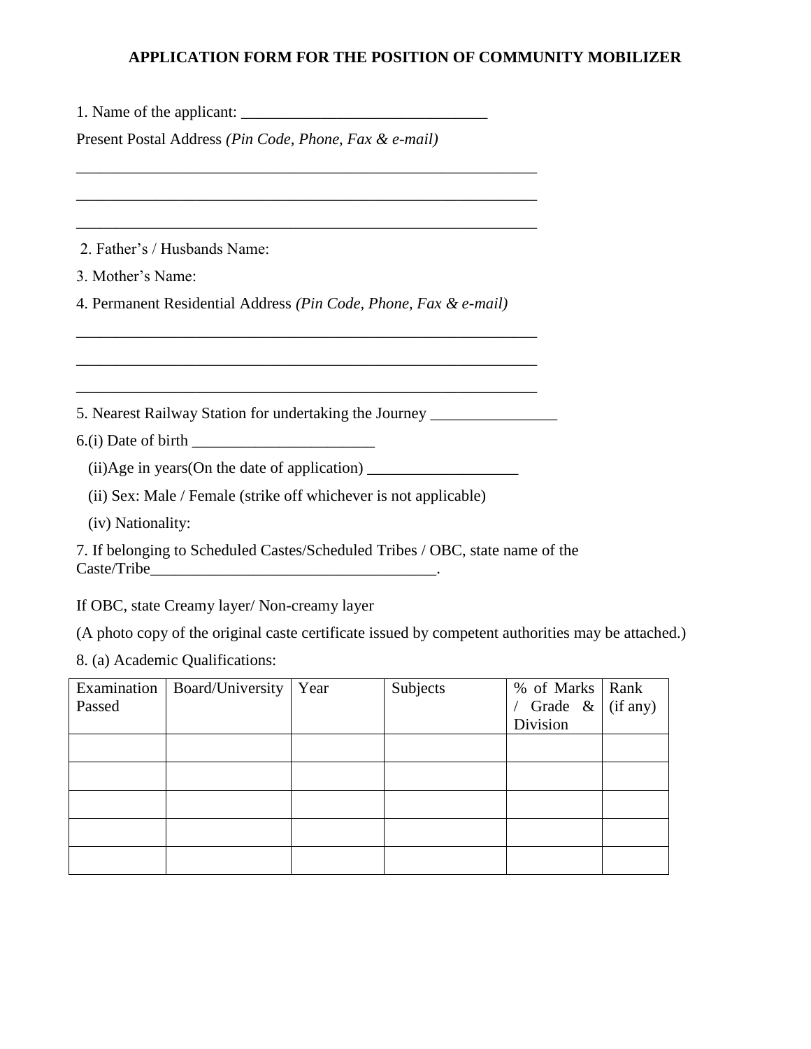**APPLICATION FORM FOR THE POSITION OF COMMUNITY MOBILIZER**

1. Name of the applicant: _______________________________

Present Postal Address *(Pin Code, Phone, Fax & e-mail)*

___________________________________________________________

___________________________________________________________

___________________________________________________________

2. Father's / Husbands Name:

3. Mother's Name:

4. Permanent Residential Address *(Pin Code, Phone, Fax & e-mail)*

___________________________________________________________

___________________________________________________________

___________________________________________________________

5. Nearest Railway Station for undertaking the Journey ________________

6.(i) Date of birth _______________________

(ii)Age in years(On the date of application) ___________________

(ii) Sex: Male / Female (strike off whichever is not applicable)

(iv) Nationality:

7. If belonging to Scheduled Castes/Scheduled Tribes / OBC, state name of the Caste/Tribe___________________________________.

If OBC, state Creamy layer/ Non-creamy layer

(A photo copy of the original caste certificate issued by competent authorities may be attached.)

8. (a) Academic Qualifications:

| Examination Passed | Board/University | Year | Subjects | % of Marks / Grade & Division | Rank (if any) |
|---|---|---|---|---|---|
| | | | | | |
| | | | | | |
| | | | | | |
| | | | | | |
| | | | | | |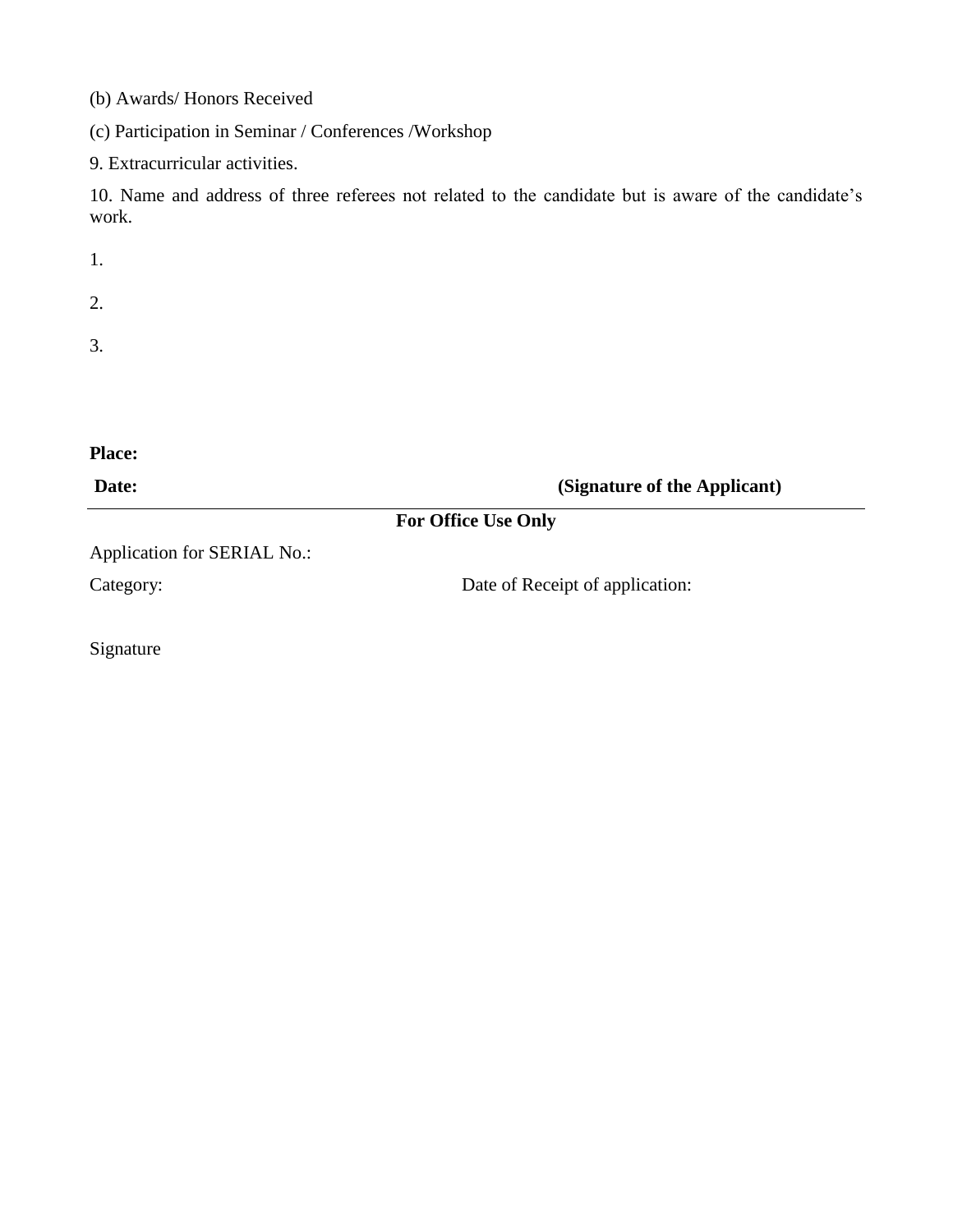(b) Awards/ Honors Received

(c) Participation in Seminar / Conferences /Workshop

9. Extracurricular activities.

10. Name and address of three referees not related to the candidate but is aware of the candidate's work.

1.

2.

3.

**Place:**

**Date:** **(Signature of the Applicant)**

---

**For Office Use Only**

Application for SERIAL No.:

Category: Date of Receipt of application:

Signature